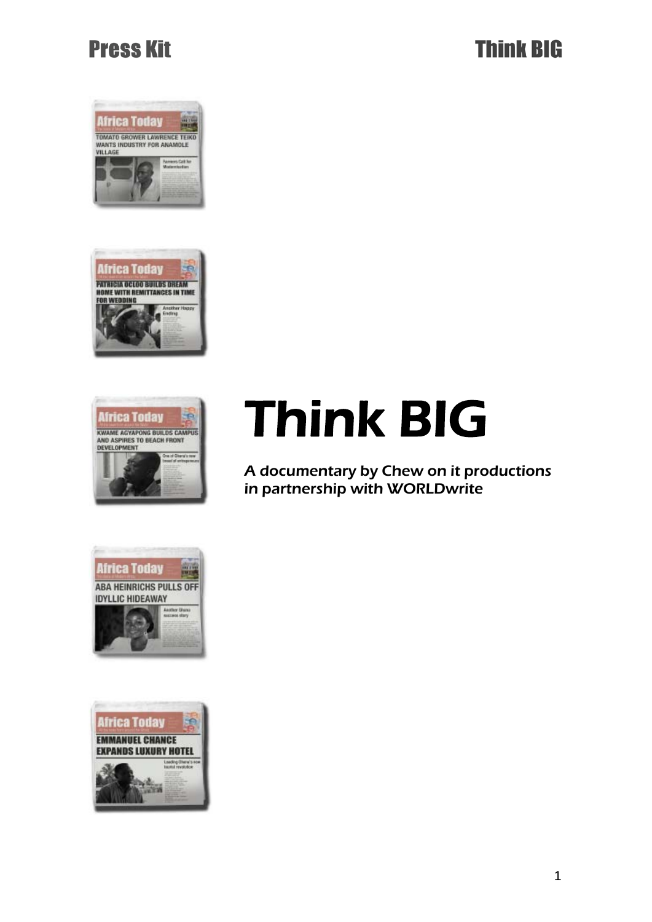# Think BIG

*A documentary by Chew on it productions in partnership with WORLDwrite*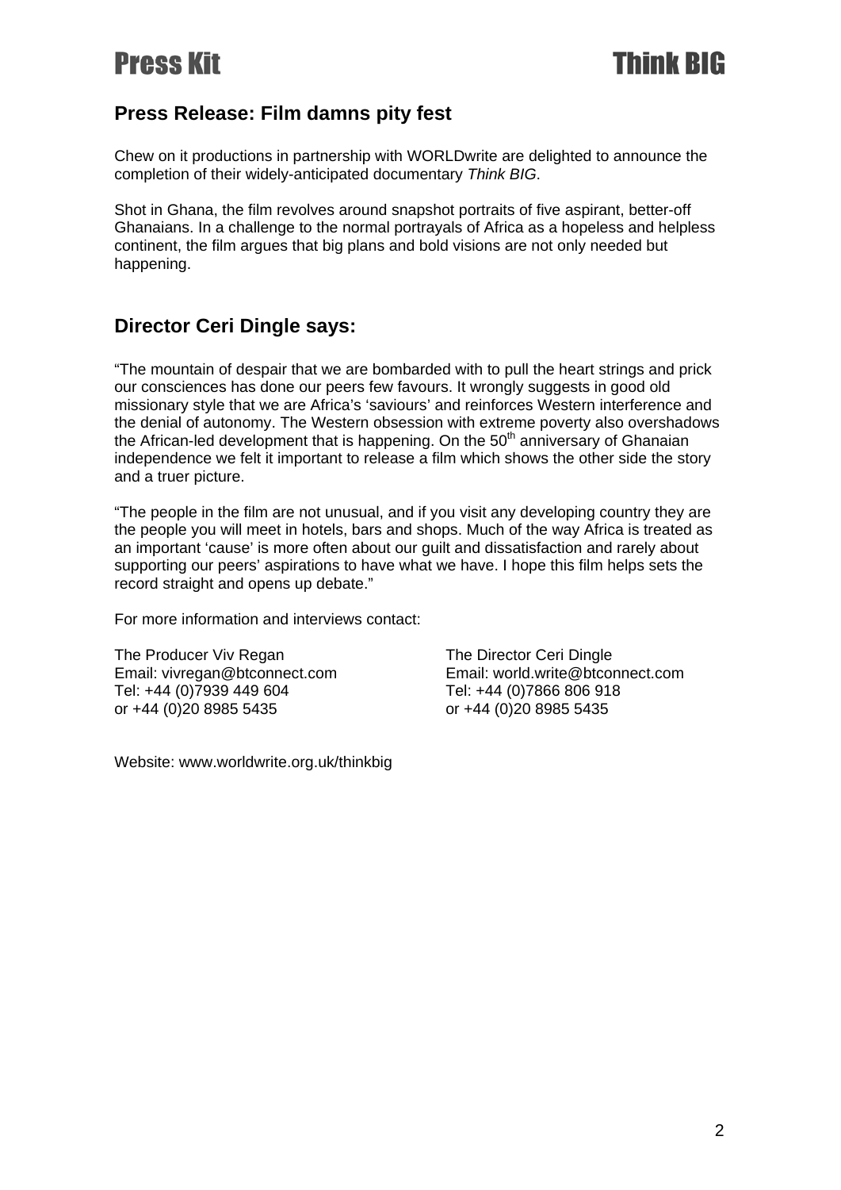## Press Release: Film damns pity fest

Chew on it productions in partnership with WORLDwrite are delighted to announce the completion of their widely-anticipated documentary *Think BIG*.

Shot in Ghana, the film revolves around snapshot portraits of five aspirant, better-off Ghanaians. In a challenge to the normal portrayals of Africa as a hopeless and helpless continent, the film argues that big plans and bold visions are not only needed but happening.

## Director Ceri Dingle says:

"The mountain of despair that we are bombarded with to pull the heart strings and prick our consciences has done our peers few favours. It wrongly suggests in good old missionary style that we are Africa's 'saviours' and reinforces Western interference and the denial of autonomy. The Western obsession with extreme poverty also overshadows the African-led development that is happening. On the 50th anniversary of Ghanaian independence we felt it important to release a film which shows the other side the story and a truer picture.

"The people in the film are not unusual, and if you visit any developing country they are the people you will meet in hotels, bars and shops. Much of the way Africa is treated as an important 'cause' is more often about our guilt and dissatisfaction and rarely about supporting our peers' aspirations to have what we have. I hope this film helps sets the record straight and opens up debate."

For more information and interviews contact:

The Producer Viv Regan
Email: vivregan@btconnect.com
Tel: +44 (0)7939 449 604
or +44 (0)20 8985 5435

The Director Ceri Dingle
Email: world.write@btconnect.com
Tel: +44 (0)7866 806 918
or +44 (0)20 8985 5435

Website: www.worldwrite.org.uk/thinkbig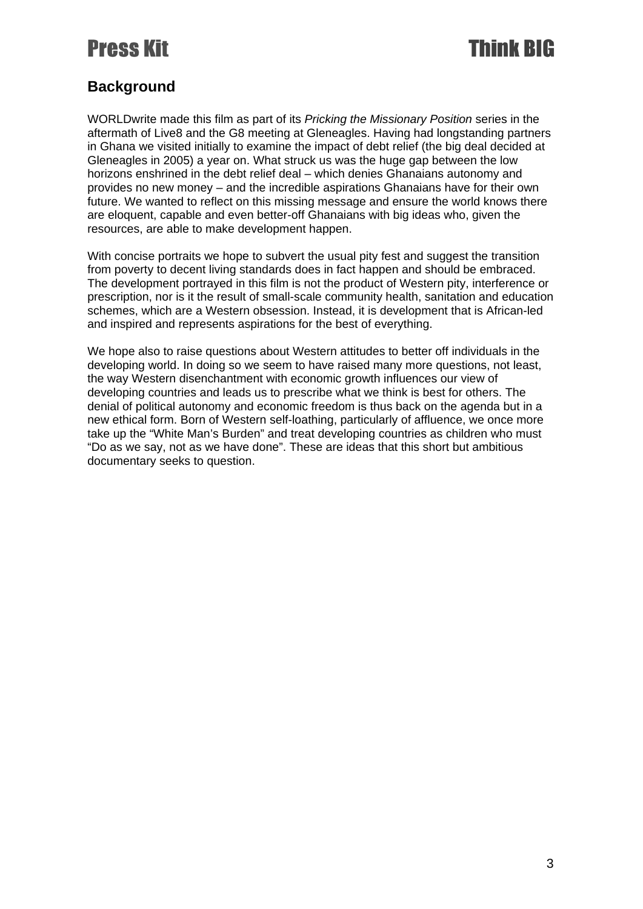## Background

WORLDwrite made this film as part of its *Pricking the Missionary Position* series in the aftermath of Live8 and the G8 meeting at Gleneagles. Having had longstanding partners in Ghana we visited initially to examine the impact of debt relief (the big deal decided at Gleneagles in 2005) a year on. What struck us was the huge gap between the low horizons enshrined in the debt relief deal – which denies Ghanaians autonomy and provides no new money – and the incredible aspirations Ghanaians have for their own future. We wanted to reflect on this missing message and ensure the world knows there are eloquent, capable and even better-off Ghanaians with big ideas who, given the resources, are able to make development happen.

With concise portraits we hope to subvert the usual pity fest and suggest the transition from poverty to decent living standards does in fact happen and should be embraced. The development portrayed in this film is not the product of Western pity, interference or prescription, nor is it the result of small-scale community health, sanitation and education schemes, which are a Western obsession. Instead, it is development that is African-led and inspired and represents aspirations for the best of everything.

We hope also to raise questions about Western attitudes to better off individuals in the developing world. In doing so we seem to have raised many more questions, not least, the way Western disenchantment with economic growth influences our view of developing countries and leads us to prescribe what we think is best for others. The denial of political autonomy and economic freedom is thus back on the agenda but in a new ethical form. Born of Western self-loathing, particularly of affluence, we once more take up the “White Man’s Burden” and treat developing countries as children who must “Do as we say, not as we have done”. These are ideas that this short but ambitious documentary seeks to question.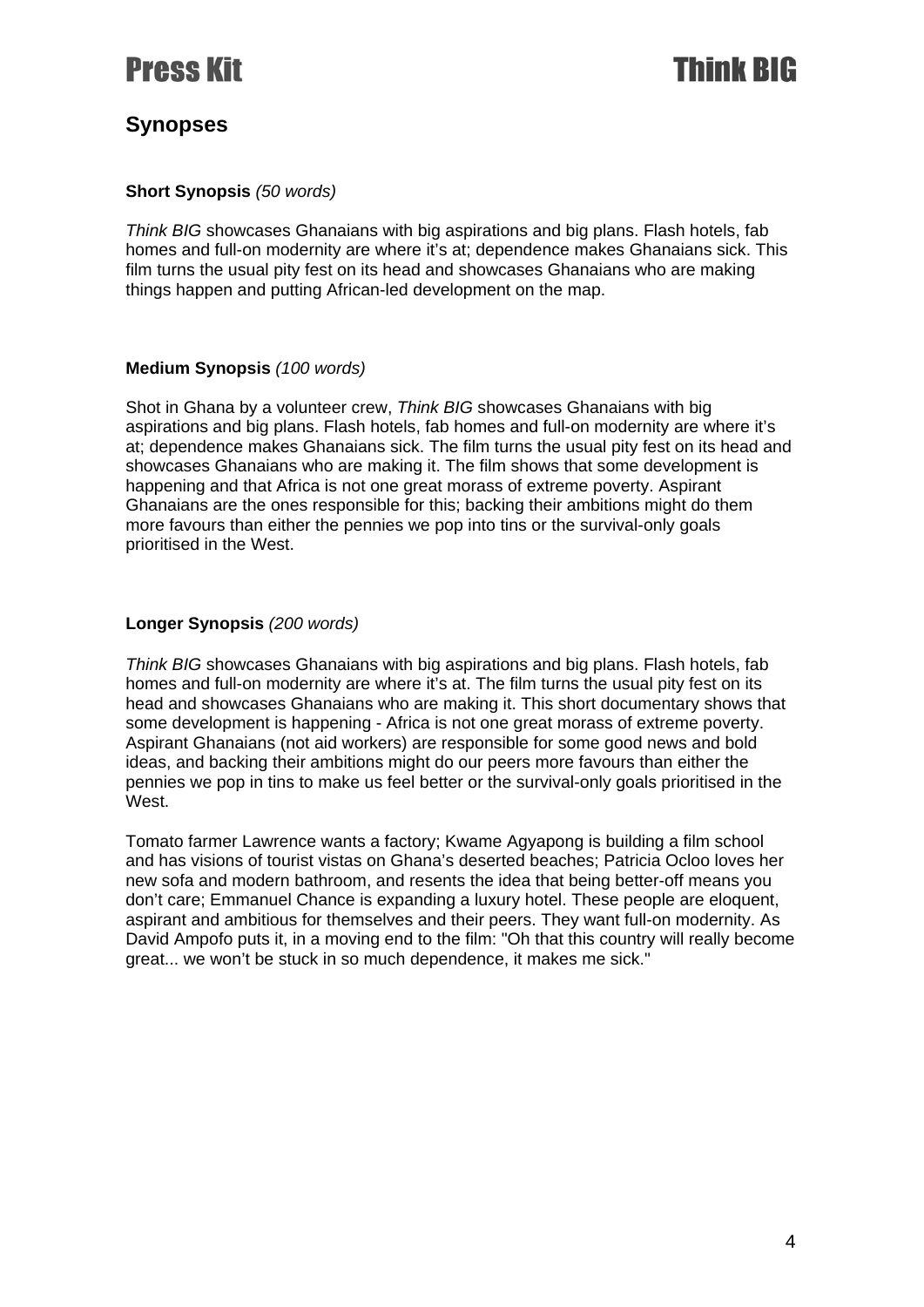## Synopses

**Short Synopsis** *(50 words)*

*Think BIG* showcases Ghanaians with big aspirations and big plans. Flash hotels, fab homes and full-on modernity are where it's at; dependence makes Ghanaians sick. This film turns the usual pity fest on its head and showcases Ghanaians who are making things happen and putting African-led development on the map.

**Medium Synopsis** *(100 words)*

Shot in Ghana by a volunteer crew, *Think BIG* showcases Ghanaians with big aspirations and big plans. Flash hotels, fab homes and full-on modernity are where it's at; dependence makes Ghanaians sick. The film turns the usual pity fest on its head and showcases Ghanaians who are making it. The film shows that some development is happening and that Africa is not one great morass of extreme poverty. Aspirant Ghanaians are the ones responsible for this; backing their ambitions might do them more favours than either the pennies we pop into tins or the survival-only goals prioritised in the West.

**Longer Synopsis** *(200 words)*

*Think BIG* showcases Ghanaians with big aspirations and big plans. Flash hotels, fab homes and full-on modernity are where it's at. The film turns the usual pity fest on its head and showcases Ghanaians who are making it. This short documentary shows that some development is happening - Africa is not one great morass of extreme poverty. Aspirant Ghanaians (not aid workers) are responsible for some good news and bold ideas, and backing their ambitions might do our peers more favours than either the pennies we pop in tins to make us feel better or the survival-only goals prioritised in the West.

Tomato farmer Lawrence wants a factory; Kwame Agyapong is building a film school and has visions of tourist vistas on Ghana's deserted beaches; Patricia Ocloo loves her new sofa and modern bathroom, and resents the idea that being better-off means you don't care; Emmanuel Chance is expanding a luxury hotel. These people are eloquent, aspirant and ambitious for themselves and their peers. They want full-on modernity. As David Ampofo puts it, in a moving end to the film: "Oh that this country will really become great... we won't be stuck in so much dependence, it makes me sick."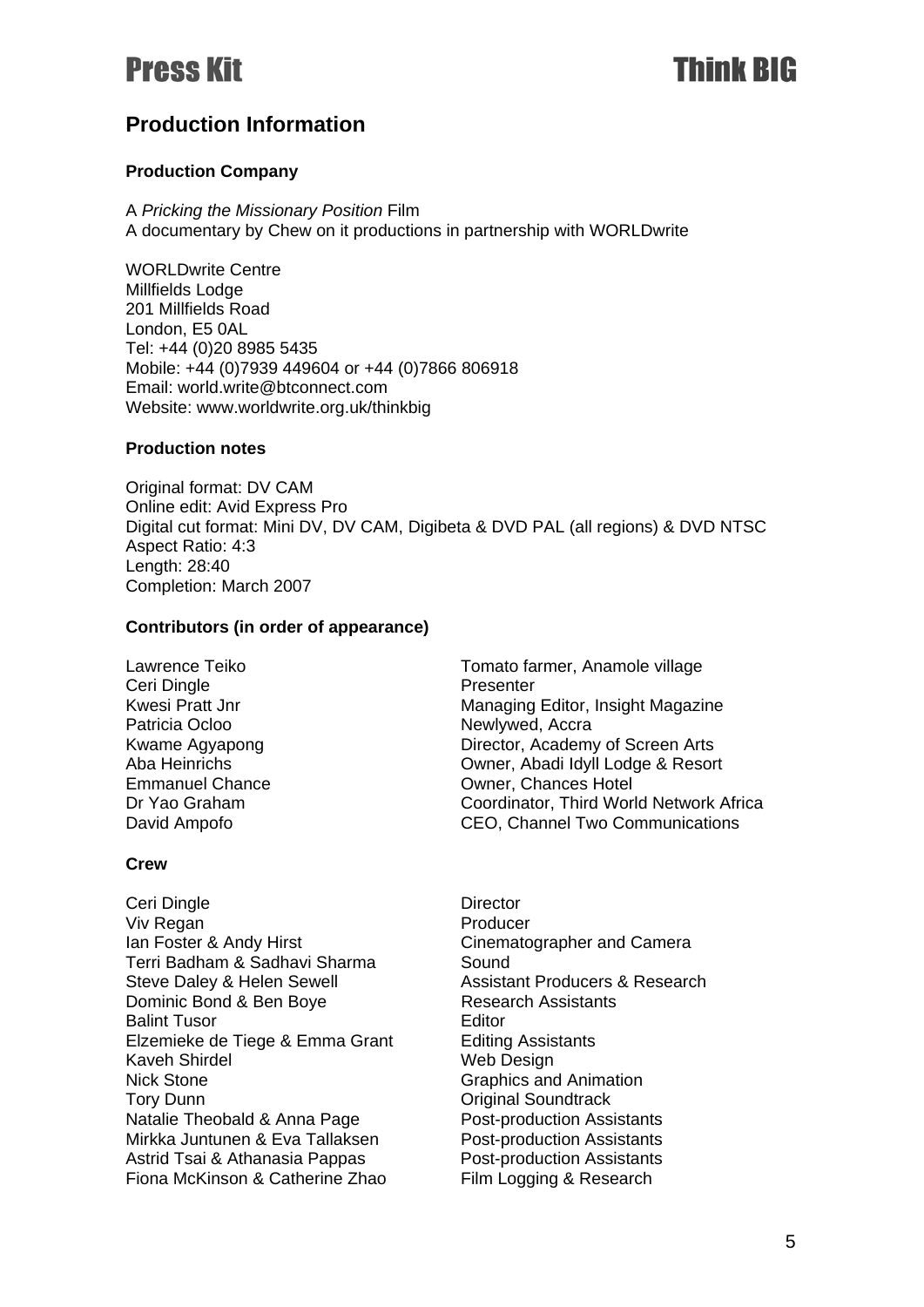## Production Information

### Production Company

A *Pricking the Missionary Position* Film
A documentary by Chew on it productions in partnership with WORLDwrite

WORLDwrite Centre
Millfields Lodge
201 Millfields Road
London, E5 0AL
Tel: +44 (0)20 8985 5435
Mobile: +44 (0)7939 449604 or +44 (0)7866 806918
Email: world.write@btconnect.com
Website: www.worldwrite.org.uk/thinkbig

### Production notes

Original format: DV CAM
Online edit: Avid Express Pro
Digital cut format: Mini DV, DV CAM, Digibeta & DVD PAL (all regions) & DVD NTSC
Aspect Ratio: 4:3
Length: 28:40
Completion: March 2007

### Contributors (in order of appearance)

| | |
|---|---|
| Lawrence Teiko | Tomato farmer, Anamole village |
| Ceri Dingle | Presenter |
| Kwesi Pratt Jnr | Managing Editor, Insight Magazine |
| Patricia Ocloo | Newlywed, Accra |
| Kwame Agyapong | Director, Academy of Screen Arts |
| Aba Heinrichs | Owner, Abadi Idyll Lodge & Resort |
| Emmanuel Chance | Owner, Chances Hotel |
| Dr Yao Graham | Coordinator, Third World Network Africa |
| David Ampofo | CEO, Channel Two Communications |

### Crew

| | |
|---|---|
| Ceri Dingle | Director |
| Viv Regan | Producer |
| Ian Foster & Andy Hirst | Cinematographer and Camera |
| Terri Badham & Sadhavi Sharma | Sound |
| Steve Daley & Helen Sewell | Assistant Producers & Research |
| Dominic Bond & Ben Boye | Research Assistants |
| Balint Tusor | Editor |
| Elzemieke de Tiege & Emma Grant | Editing Assistants |
| Kaveh Shirdel | Web Design |
| Nick Stone | Graphics and Animation |
| Tory Dunn | Original Soundtrack |
| Natalie Theobald & Anna Page | Post-production Assistants |
| Mirkka Juntunen & Eva Tallaksen | Post-production Assistants |
| Astrid Tsai & Athanasia Pappas | Post-production Assistants |
| Fiona McKinson & Catherine Zhao | Film Logging & Research |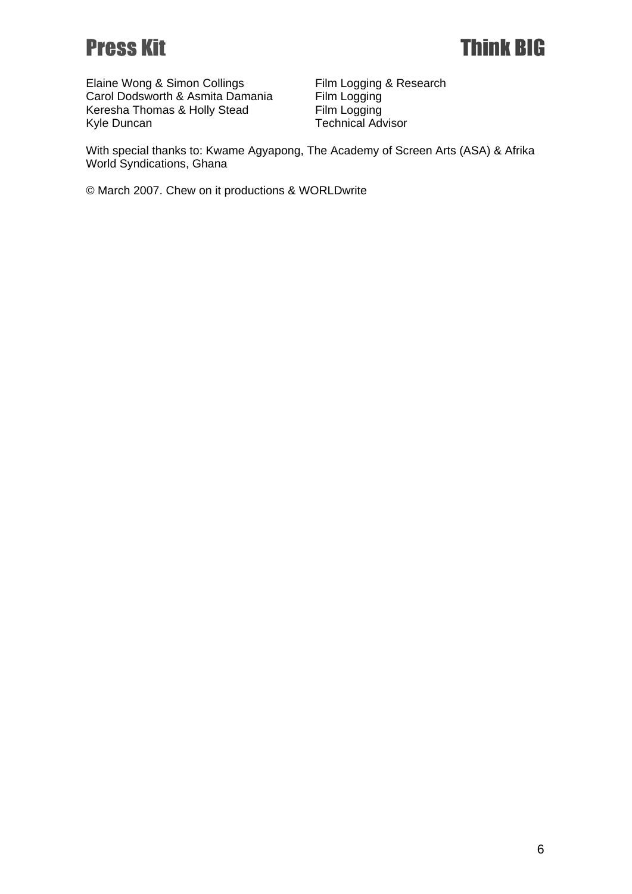| | |
|---|---|
| Elaine Wong & Simon Collings | Film Logging & Research |
| Carol Dodsworth & Asmita Damania | Film Logging |
| Keresha Thomas & Holly Stead | Film Logging |
| Kyle Duncan | Technical Advisor |

With special thanks to: Kwame Agyapong, The Academy of Screen Arts (ASA) & Afrika World Syndications, Ghana

© March 2007. Chew on it productions & WORLDwrite